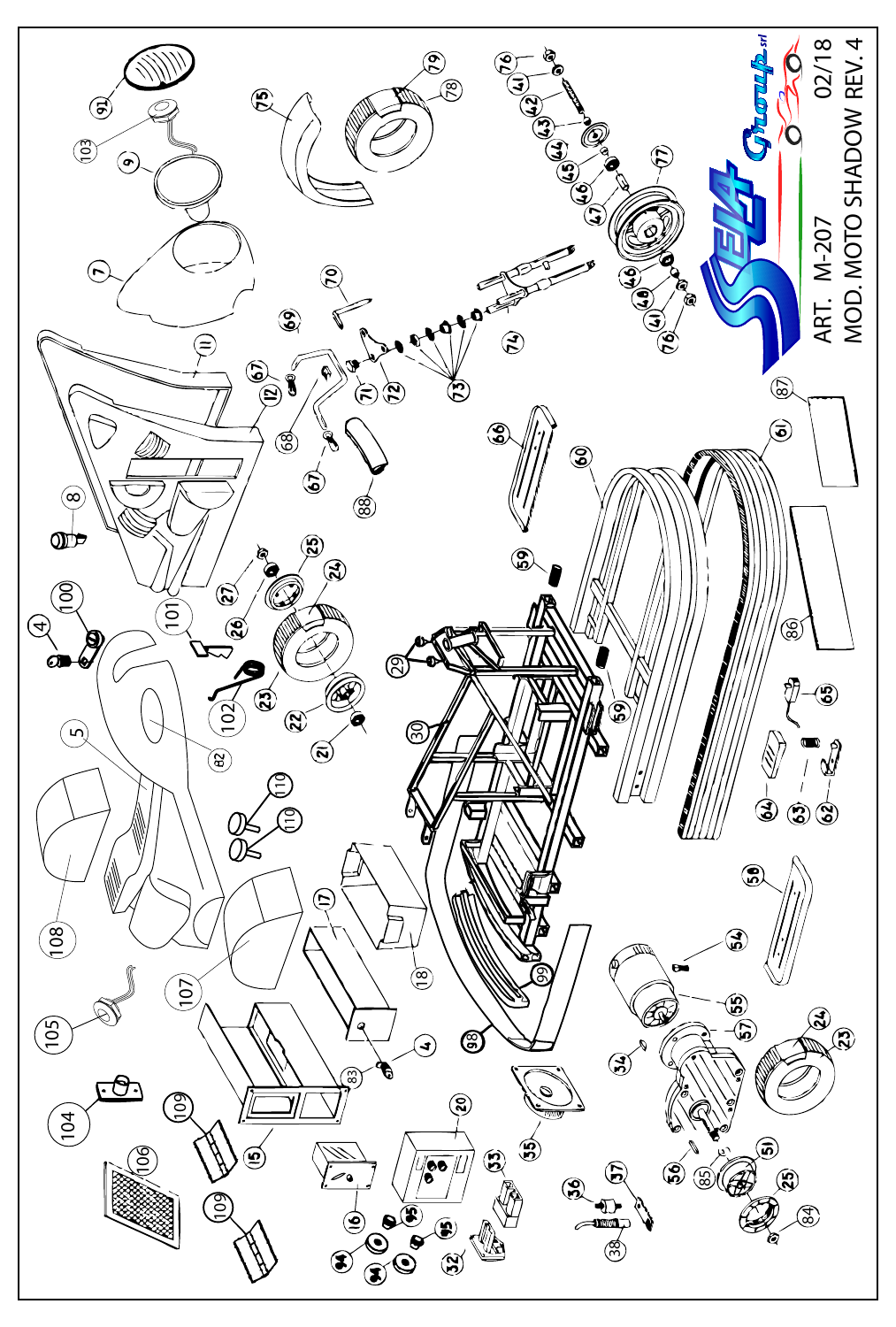ART. M-207

MOD. MOTO SHADOW REV. 4

02/18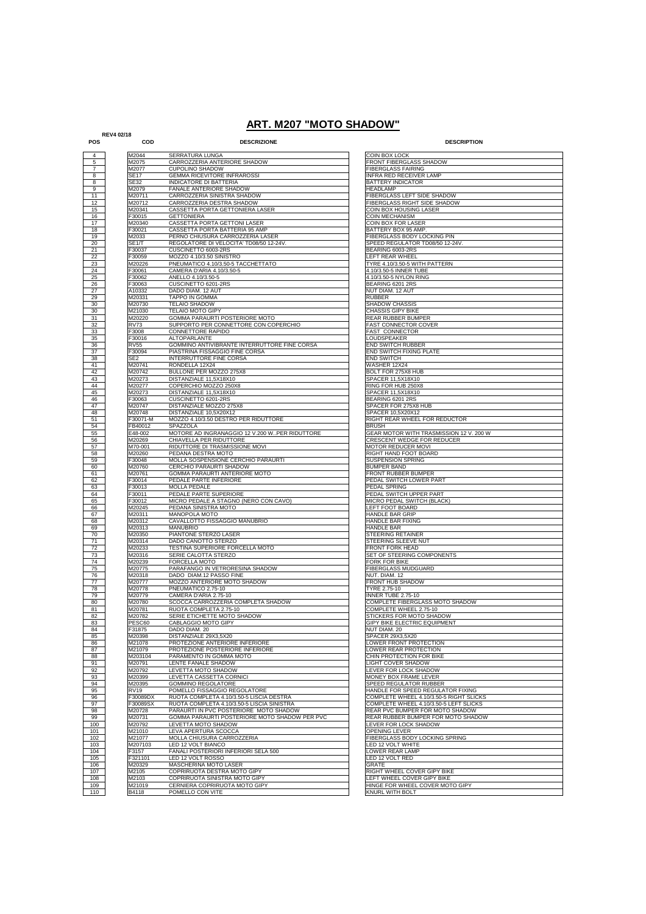# ART. M207 "MOTO SHADOW"

REV4 02/18

| POS | COD | DESCRIZIONE | DESCRIPTION |
|---|---|---|---|
| 4 | M2044 | SERRATURA LUNGA | COIN BOX LOCK |
| 5 | M2075 | CARROZZERIA ANTERIORE SHADOW | FRONT FIBERGLASS SHADOW |
| 7 | M2077 | CUPOLINO SHADOW | FIBERGLASS FAIRING |
| 8 | SE17 | GEMMA RICEVITORE INFRAROSSI | INFRA RED RECEIVER LAMP |
| 8 | SE32 | INDICATORE DI BATTERIA | BATTERY INDICATOR |
| 9 | M2079 | FANALE ANTERIORE SHADOW | HEADLAMP |
| 11 | M20711 | CARROZZERIA SINISTRA SHADOW | FIBERGLASS LEFT SIDE SHADOW |
| 12 | M20712 | CARROZZERIA DESTRA SHADOW | FIBERGLASS RIGHT SIDE SHADOW |
| 15 | M20341 | CASSETTA PORTA GETTONIERA LASER | COIN BOX HOUSING LASER |
| 16 | F30015 | GETTONIERA | COIN MECHANISM |
| 17 | M20340 | CASSETTA PORTA GETTONI LASER | COIN BOX FOR LASER |
| 18 | F30021 | CASSETTA PORTA BATTERIA 95 AMP | BATTERY BOX 95 AMP. |
| 19 | M2033 | PERNO CHIUSURA CARROZZERIA LASER | FIBERGLASS BODY LOCKING PIN |
| 20 | SE1/T | REGOLATORE DI VELOCITA' TD08/50 12-24V. | SPEED REGULATOR TD08/50 12-24V. |
| 21 | F30037 | CUSCINETTO 6003-2RS | BEARING 6003-2RS |
| 22 | F30059 | MOZZO 4.10/3.50 SINISTRO | LEFT REAR WHEEL |
| 23 | M20226 | PNEUMATICO 4.10/3.50-5 TACCHETTATO | TYRE 4.10/3.50-5 WITH PATTERN |
| 24 | F30061 | CAMERA D'ARIA 4.10/3.50-5 | 4.10/3.50-5 INNER TUBE |
| 25 | F30062 | ANELLO 4.10/3.50-5 | 4.10/3.50-5 NYLON RING |
| 26 | F30063 | CUSCINETTO 6201-2RS | BEARING 6201 2RS |
| 27 | A10332 | DADO DIAM. 12 AUT | NUT DIAM. 12 AUT |
| 29 | M20331 | TAPPO IN GOMMA | RUBBER |
| 30 | M20730 | TELAIO SHADOW | SHADOW CHASSIS |
| 30 | M21030 | TELAIO MOTO GIPY | CHASSIS GIPY BIKE |
| 31 | M20220 | GOMMA PARAURTI POSTERIORE MOTO | REAR RUBBER BUMPER |
| 32 | RV73 | SUPPORTO PER CONNETTORE CON COPERCHIO | FAST CONNECTOR COVER |
| 33 | F3008 | CONNETTORE RAPIDO | FAST CONNECTOR |
| 35 | F30016 | ALTOPARLANTE | LOUDSPEAKER |
| 36 | RV55 | GOMMINO ANTIVIBRANTE INTERRUTTORE FINE CORSA | END SWITCH RUBBER |
| 37 | F30094 | PIASTRINA FISSAGGIO FINE CORSA | END SWITCH FIXING PLATE |
| 38 | SE2 | INTERRUTTORE FINE CORSA | END SWITCH |
| 41 | M20741 | RONDELLA 12X24 | WASHER 12X24 |
| 42 | M20742 | BULLONE PER MOZZO 275X8 | BOLT FOR 275X8 HUB |
| 43 | M20273 | DISTANZIALE 11,5X18X10 | SPACER 11,5X18X10 |
| 44 | M20277 | COPERCHIO MOZZO 250X8 | RING FOR HUB 250X8 |
| 45 | M20273 | DISTANZIALE 11,5X18X10 | SPACER 11,5X18X10 |
| 46 | F30063 | CUSCINETTO 6201-2RS | BEARING 6201 2RS |
| 47 | M20747 | DISTANZIALE MOZZO 275X8 | SPACER FOR 275X8 HUB |
| 48 | M20748 | DISTANZIALE 10,5X20X12 | SPACER 10,5X20X12 |
| 51 | F30071-M | MOZZO 4.10/3.50 DESTRO PER RIDUTTORE | RIGHT REAR WHEEL FOR REDUCTOR |
| 54 | FB40012 | SPAZZOLA | BRUSH |
| 55 | E48-002 | MOTORE AD INGRANAGGIO 12 V.200 W..PER RIDUTTORE | GEAR MOTOR WITH TRASMISSION 12 V. 200 W |
| 56 | M20269 | CHIAVELLA PER RIDUTTORE | CRESCENT WEDGE FOR REDUCER |
| 57 | M70-001 | RIDUTTORE DI TRASMISSIONE MOVI | MOTOR REDUCER MOVI |
| 58 | M20260 | PEDANA DESTRA MOTO | RIGHT HAND FOOT BOARD |
| 59 | F30048 | MOLLA SOSPENSIONE CERCHIO PARAURTI | SUSPENSION SPRING |
| 60 | M20760 | CERCHIO PARAURTI SHADOW | BUMPER BAND |
| 61 | M20761 | GOMMA PARAURTI ANTERIORE MOTO | FRONT RUBBER BUMPER |
| 62 | F30014 | PEDALE PARTE INFERIORE | PEDAL SWITCH LOWER PART |
| 63 | F30013 | MOLLA PEDALE | PEDAL SPRING |
| 64 | F30011 | PEDALE PARTE SUPERIORE | PEDAL SWITCH UPPER PART |
| 65 | F30012 | MICRO PEDALE A STAGNO (NERO CON CAVO) | MICRO PEDAL SWITCH (BLACK) |
| 66 | M20245 | PEDANA SINISTRA MOTO | LEFT FOOT BOARD |
| 67 | M20311 | MANOPOLA MOTO | HANDLE BAR GRIP |
| 68 | M20312 | CAVALLOTTO FISSAGGIO MANUBRIO | HANDLE BAR FIXING |
| 69 | M20313 | MANUBRIO | HANDLE BAR |
| 70 | M20350 | PIANTONE STERZO LASER | STEERING RETAINER |
| 71 | M20314 | DADO CANOTTO STERZO | STEERING SLEEVE NUT |
| 72 | M20233 | TESTINA SUPERIORE FORCELLA MOTO | FRONT FORK HEAD |
| 73 | M20316 | SERIE CALOTTA STERZO | SET OF STEERING COMPONENTS |
| 74 | M20239 | FORCELLA MOTO | FORK FOR BIKE |
| 75 | M20775 | PARAFANGO IN VETRORESINA SHADOW | FIBERGLASS MUDGUARD |
| 76 | M20318 | DADO DIAM.12 PASSO FINE | NUT. DIAM. 12 |
| 77 | M20777 | MOZZO ANTERIORE MOTO SHADOW | FRONT HUB SHADOW |
| 78 | M20778 | PNEUMATICO 2.75-10 | TYRE 2.75-10 |
| 79 | M20779 | CAMERA D'ARIA 2.75-10 | INNER TUBE 2.75-10 |
| 80 | M20780 | SCOCCA CARROZZERIA COMPLETA SHADOW | COMPLETE FIBERGLASS MOTO SHADOW |
| 81 | M20781 | RUOTA COMPLETA 2.75-10 | COMPLETE WHEEL 2.75-10 |
| 82 | M20782 | SERIE ETICHETTE MOTO SHADOW | STICKERS FOR MOTO SHADOW |
| 83 | PESC60 | CABLAGGIO MOTO GIPY | GIPY BIKE ELECTRIC EQUIPMENT |
| 84 | F31875 | DADO DIAM. 20 | NUT DIAM. 20 |
| 85 | M20398 | DISTANZIALE 29X3,5X20 | SPACER 29X3,5X20 |
| 86 | M21078 | PROTEZIONE ANTERIORE INFERIORE | LOWER FRONT PROTECTION |
| 87 | M21079 | PROTEZIONE POSTERIORE INFERIORE | LOWER REAR PROTECTION |
| 88 | M203104 | PARAMENTO IN GOMMA MOTO | CHIN PROTECTION FOR BIKE |
| 91 | M20791 | LENTE FANALE SHADOW | LIGHT COVER SHADOW |
| 92 | M20792 | LEVETTA MOTO SHADOW | LEVER FOR LOCK SHADOW |
| 93 | M20399 | LEVETTA CASSETTA CORNICI | MONEY BOX FRAME LEVER |
| 94 | M20395 | GOMMINO REGOLATORE | SPEED REGULATOR RUBBER |
| 95 | RV19 | POMELLO FISSAGGIO REGOLATORE | HANDLE FOR SPEED REGULATOR FIXING |
| 96 | F30089DX | RUOTA COMPLETA 4.10/3.50-5 LISCIA DESTRA | COMPLETE WHEEL 4.10/3.50-5 RIGHT SLICKS |
| 97 | F30089SX | RUOTA COMPLETA 4.10/3.50-5 LISCIA SINISTRA | COMPLETE WHEEL 4.10/3.50-5 LEFT SLICKS |
| 98 | M20728 | PARAURTI IN PVC POSTERIORE MOTO SHADOW | REAR PVC BUMPER FOR MOTO SHADOW |
| 99 | M20731 | GOMMA PARAURTI POSTERIORE MOTO SHADOW PER PVC | REAR RUBBER BUMPER FOR MOTO SHADOW |
| 100 | M20792 | LEVETTA MOTO SHADOW | LEVER FOR LOCK SHADOW |
| 101 | M21010 | LEVA APERTURA SCOCCA | OPENING LEVER |
| 102 | M21077 | MOLLA CHIUSURA CARROZZERIA | FIBERGLASS BODY LOCKING SPRING |
| 103 | M207103 | LED 12 VOLT BIANCO | LED 12 VOLT WHITE |
| 104 | F3157 | FANALI POSTERIORI INFERIORI SELA 500 | LOWER REAR LAMP |
| 105 | F321101 | LED 12 VOLT ROSSO | LED 12 VOLT RED |
| 106 | M20329 | MASCHERINA MOTO LASER | GRATE |
| 107 | M2105 | COPRIRUOTA DESTRA MOTO GIPY | RIGHT WHEEL COVER GIPY BIKE |
| 108 | M2103 | COPRIRUOTA SINISTRA MOTO GIPY | LEFT WHEEL COVER GIPY BIKE |
| 109 | M21019 | CERNIERA COPRIRUOTA MOTO GIPY | HINGE FOR WHEEL COVER MOTO GIPY |
| 110 | B4118 | POMELLO CON VITE | KNURL WITH BOLT |